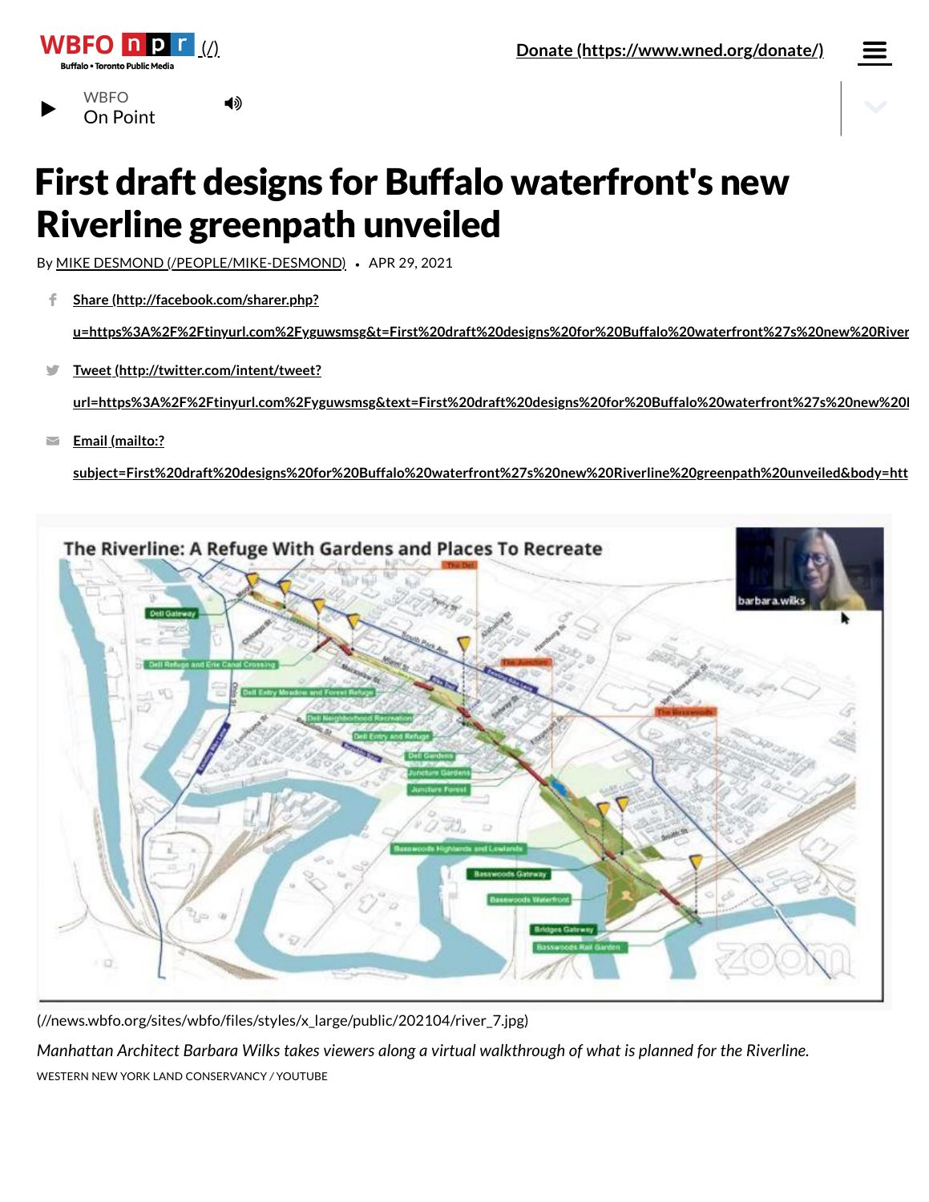WBFO npr (/)

Buffalo • Toronto Public Media

Donate (https://www.wned.org/donate/)

WBFO
On Point

# First draft designs for Buffalo waterfront's new Riverline greenpath unveiled

By MIKE DESMOND (/PEOPLE/MIKE-DESMOND) • APR 29, 2021

Share (http://facebook.com/sharer.php?u=https%3A%2F%2Ftinyurl.com%2Fyguwsmsg&t=First%20draft%20designs%20for%20Buffalo%20waterfront%27s%20new%20River

Tweet (http://twitter.com/intent/tweet?url=https%3A%2F%2Ftinyurl.com%2Fyguwsmsg&text=First%20draft%20designs%20for%20Buffalo%20waterfront%27s%20new%20

Email (mailto:?subject=First%20draft%20designs%20for%20Buffalo%20waterfront%27s%20new%20Riverline%20greenpath%20unveiled&body=htt

(//news.wbfo.org/sites/wbfo/files/styles/x_large/public/202104/river_7.jpg)

*Manhattan Architect Barbara Wilks takes viewers along a virtual walkthrough of what is planned for the Riverline.*

WESTERN NEW YORK LAND CONSERVANCY / YOUTUBE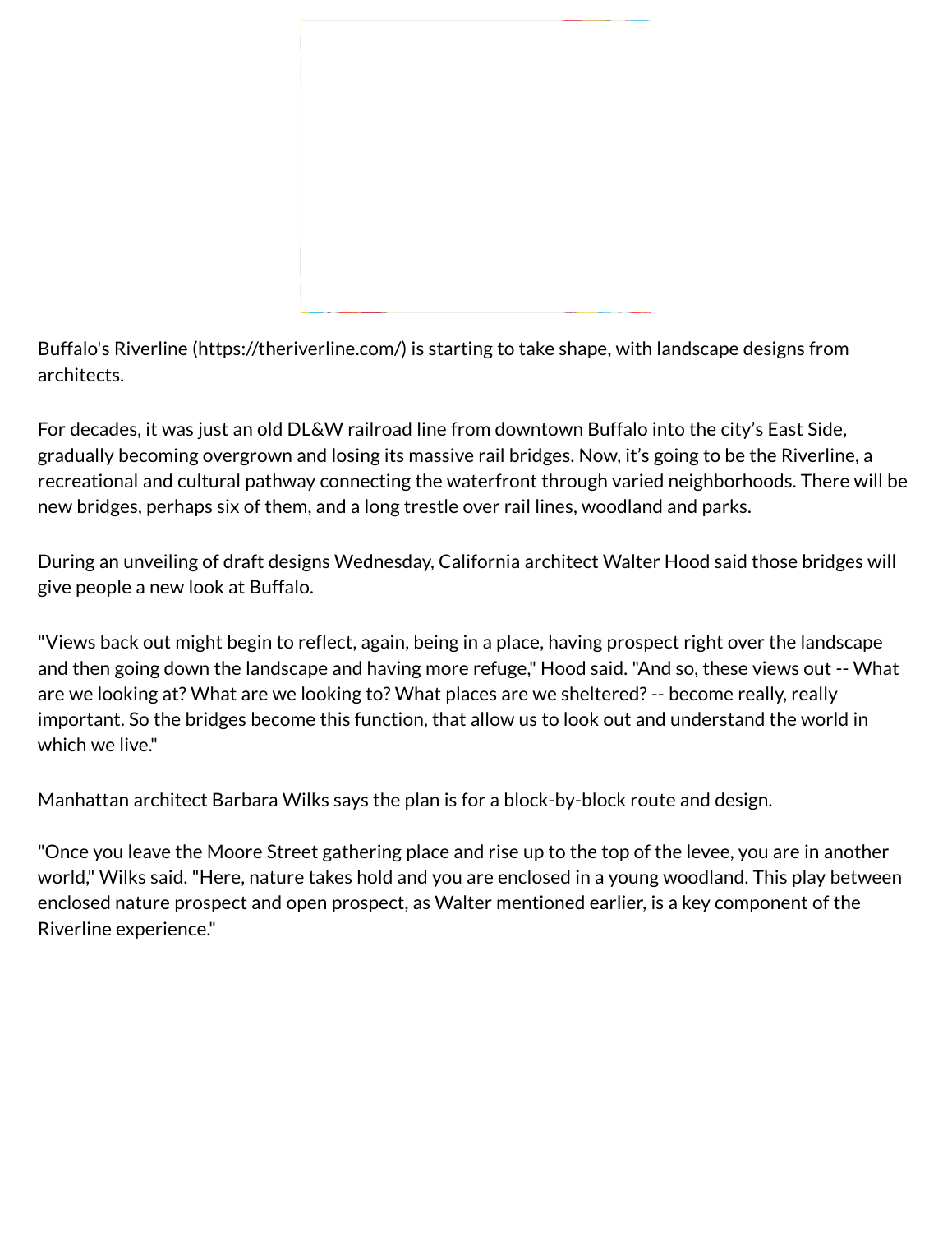Buffalo's Riverline (https://theriverline.com/) is starting to take shape, with landscape designs from architects.

For decades, it was just an old DL&W railroad line from downtown Buffalo into the city's East Side, gradually becoming overgrown and losing its massive rail bridges. Now, it's going to be the Riverline, a recreational and cultural pathway connecting the waterfront through varied neighborhoods. There will be new bridges, perhaps six of them, and a long trestle over rail lines, woodland and parks.

During an unveiling of draft designs Wednesday, California architect Walter Hood said those bridges will give people a new look at Buffalo.

"Views back out might begin to reflect, again, being in a place, having prospect right over the landscape and then going down the landscape and having more refuge," Hood said. "And so, these views out -- What are we looking at? What are we looking to? What places are we sheltered? -- become really, really important. So the bridges become this function, that allow us to look out and understand the world in which we live."

Manhattan architect Barbara Wilks says the plan is for a block-by-block route and design.

"Once you leave the Moore Street gathering place and rise up to the top of the levee, you are in another world," Wilks said. "Here, nature takes hold and you are enclosed in a young woodland. This play between enclosed nature prospect and open prospect, as Walter mentioned earlier, is a key component of the Riverline experience."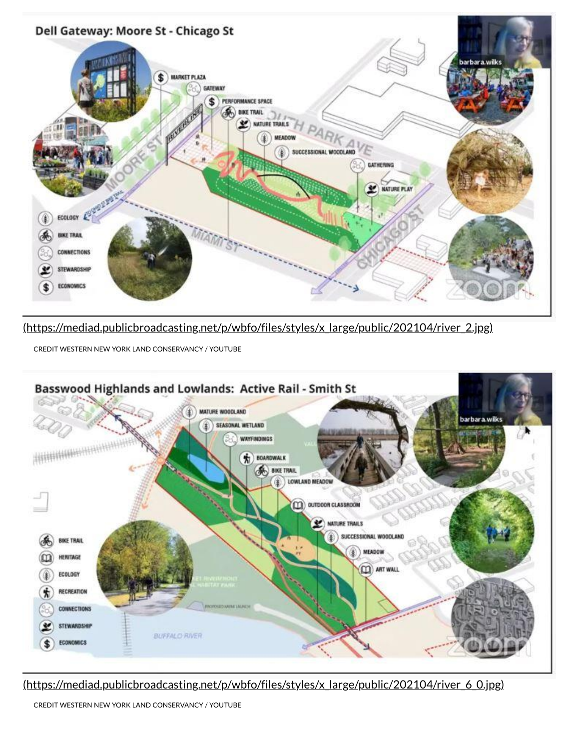(https://mediad.publicbroadcasting.net/p/wbfo/files/styles/x_large/public/202104/river_2.jpg)

CREDIT WESTERN NEW YORK LAND CONSERVANCY / YOUTUBE

(https://mediad.publicbroadcasting.net/p/wbfo/files/styles/x_large/public/202104/river_6_0.jpg)

CREDIT WESTERN NEW YORK LAND CONSERVANCY / YOUTUBE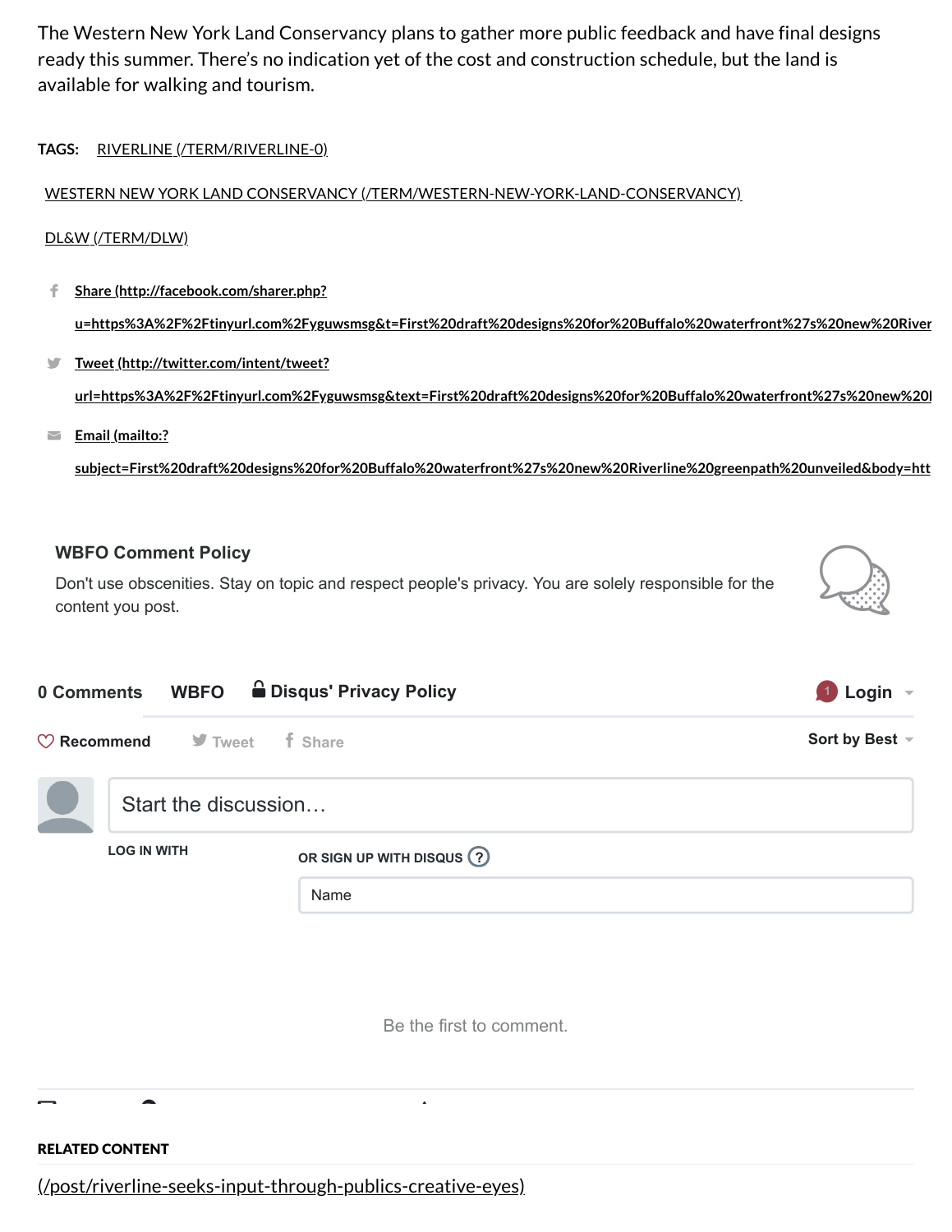The Western New York Land Conservancy plans to gather more public feedback and have final designs ready this summer. There's no indication yet of the cost and construction schedule, but the land is available for walking and tourism.

TAGS: RIVERLINE (/TERM/RIVERLINE-0)

WESTERN NEW YORK LAND CONSERVANCY (/TERM/WESTERN-NEW-YORK-LAND-CONSERVANCY)

DL&W (/TERM/DLW)

- Share (http://facebook.com/sharer.php?u=https%3A%2F%2Ftinyurl.com%2Fyguwsmsg&t=First%20draft%20designs%20for%20Buffalo%20waterfront%27s%20new%20River
- Tweet (http://twitter.com/intent/tweet?url=https%3A%2F%2Ftinyurl.com%2Fyguwsmsg&text=First%20draft%20designs%20for%20Buffalo%20waterfront%27s%20new%20l
- Email (mailto:?subject=First%20draft%20designs%20for%20Buffalo%20waterfront%27s%20new%20Riverline%20greenpath%20unveiled&body=htt

### WBFO Comment Policy

Don't use obscenities. Stay on topic and respect people's privacy. You are solely responsible for the content you post.

0 Comments WBFO Disqus' Privacy Policy 1 Login

Recommend Tweet Share Sort by Best

Start the discussion…

LOG IN WITH

OR SIGN UP WITH DISQUS ?

Name

Be the first to comment.

**RELATED CONTENT**

(/post/riverline-seeks-input-through-publics-creative-eyes)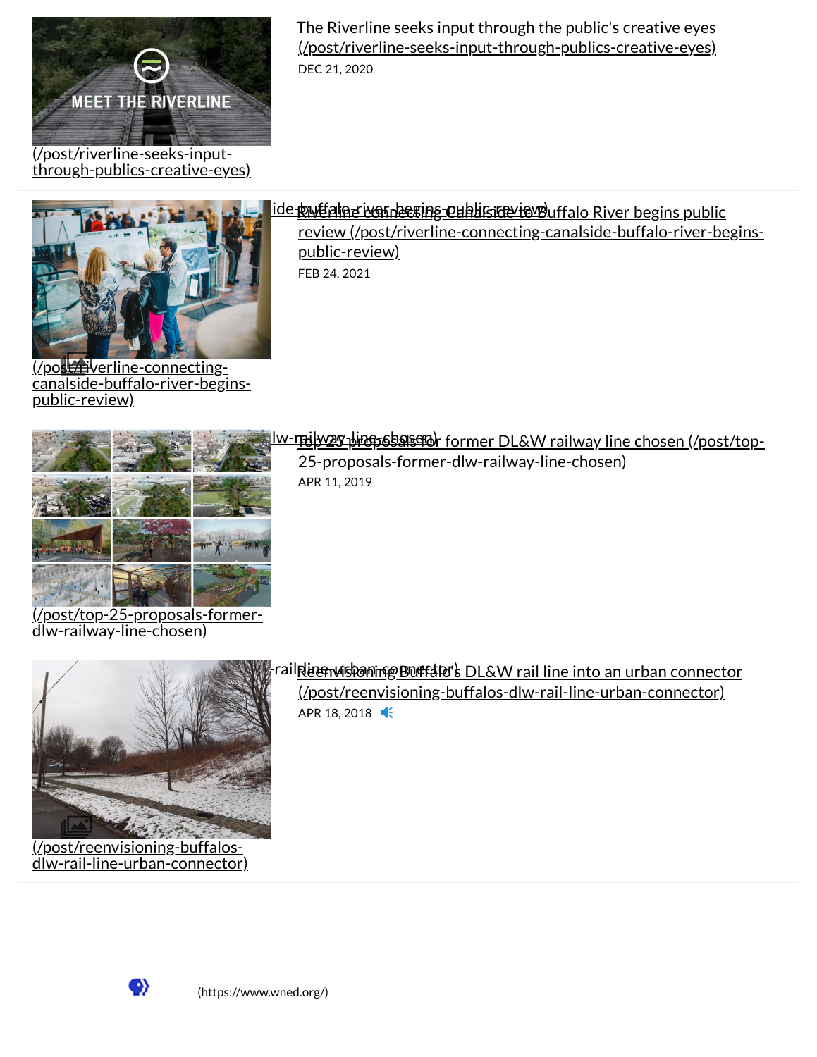(/post/riverline-seeks-input-through-publics-creative-eyes)

The Riverline seeks input through the public's creative eyes (/post/riverline-seeks-input-through-publics-creative-eyes)

DEC 21, 2020

(/post/riverline-connecting-canalside-buffalo-river-begins-public-review)

Riverline connecting Canalside to Buffalo River begins public review (/post/riverline-connecting-canalside-buffalo-river-begins-public-review)

FEB 24, 2021

(/post/top-25-proposals-former-dlw-railway-line-chosen)

Top 25 proposals for former DL&W railway line chosen (/post/top-25-proposals-former-dlw-railway-line-chosen)

APR 11, 2019

(/post/reenvisioning-buffalos-dlw-rail-line-urban-connector)

Reenvisioning Buffalo's DL&W rail line into an urban connector (/post/reenvisioning-buffalos-dlw-rail-line-urban-connector)

APR 18, 2018

(https://www.wned.org/)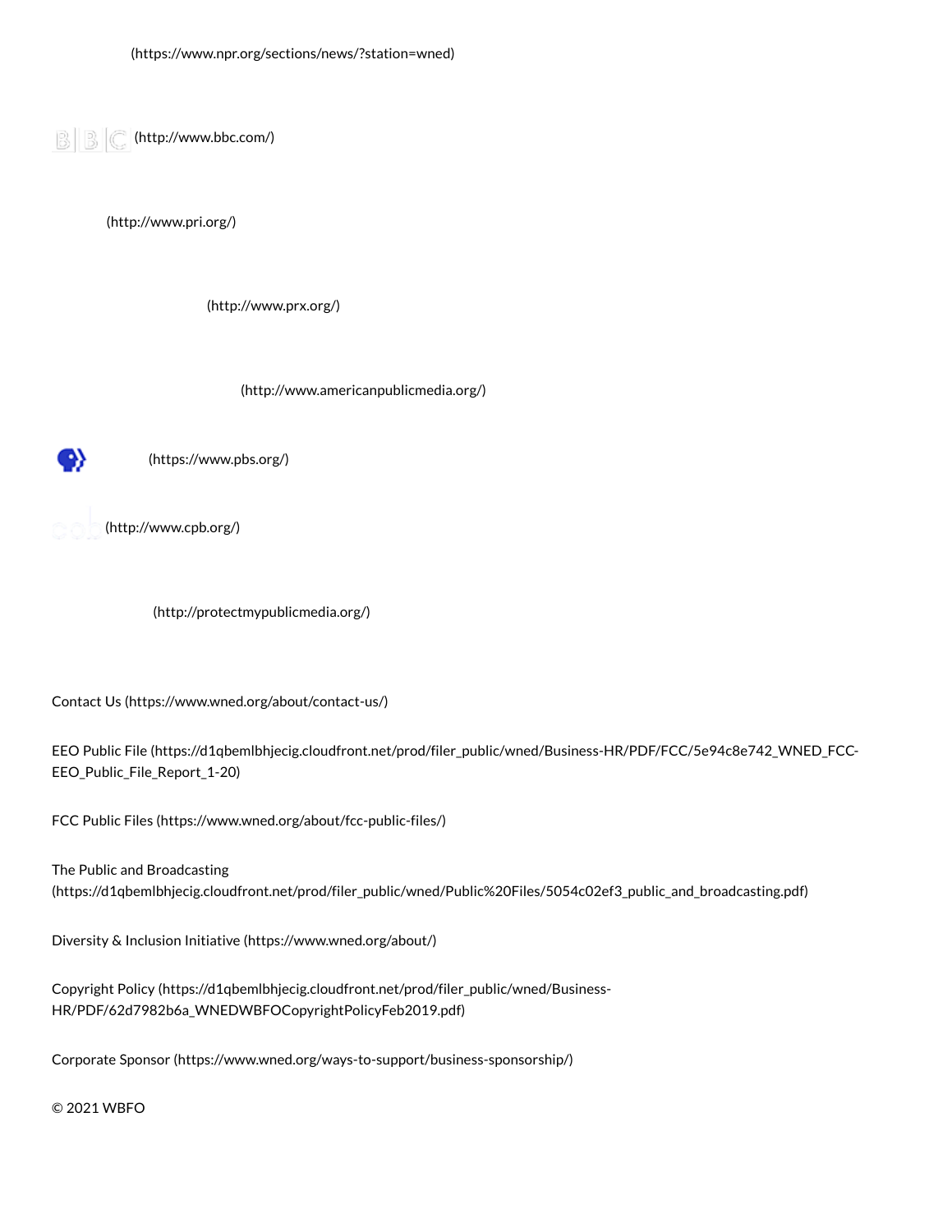(https://www.npr.org/sections/news/?station=wned)

(http://www.bbc.com/)

(http://www.pri.org/)

(http://www.prx.org/)

(http://www.americanpublicmedia.org/)

(https://www.pbs.org/)

(http://www.cpb.org/)

(http://protectmypublicmedia.org/)

Contact Us (https://www.wned.org/about/contact-us/)

EEO Public File (https://d1qbemlbhjecig.cloudfront.net/prod/filer_public/wned/Business-HR/PDF/FCC/5e94c8e742_WNED_FCC-EEO_Public_File_Report_1-20)

FCC Public Files (https://www.wned.org/about/fcc-public-files/)

The Public and Broadcasting (https://d1qbemlbhjecig.cloudfront.net/prod/filer_public/wned/Public%20Files/5054c02ef3_public_and_broadcasting.pdf)

Diversity & Inclusion Initiative (https://www.wned.org/about/)

Copyright Policy (https://d1qbemlbhjecig.cloudfront.net/prod/filer_public/wned/Business-HR/PDF/62d7982b6a_WNEDWBFOCopyrightPolicyFeb2019.pdf)

Corporate Sponsor (https://www.wned.org/ways-to-support/business-sponsorship/)

© 2021 WBFO